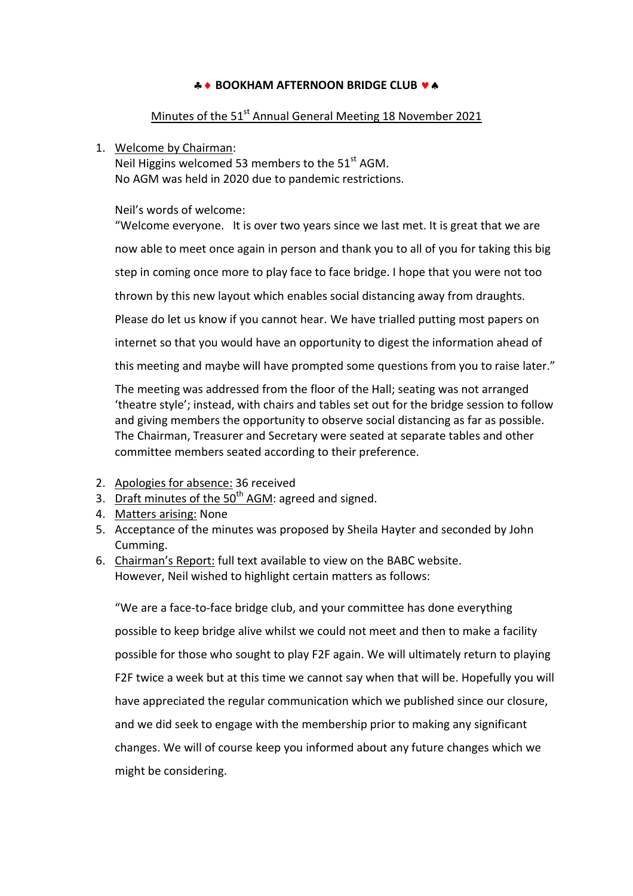# ♣ ♦ BOOKHAM AFTERNOON BRIDGE CLUB ♥ ♠

## Minutes of the 51st Annual General Meeting 18 November 2021

1. Welcome by Chairman:
   Neil Higgins welcomed 53 members to the 51st AGM.
   No AGM was held in 2020 due to pandemic restrictions.

   Neil's words of welcome:
   "Welcome everyone. It is over two years since we last met. It is great that we are now able to meet once again in person and thank you to all of you for taking this big step in coming once more to play face to face bridge. I hope that you were not too thrown by this new layout which enables social distancing away from draughts. Please do let us know if you cannot hear. We have trialled putting most papers on internet so that you would have an opportunity to digest the information ahead of this meeting and maybe will have prompted some questions from you to raise later."

   The meeting was addressed from the floor of the Hall; seating was not arranged 'theatre style'; instead, with chairs and tables set out for the bridge session to follow and giving members the opportunity to observe social distancing as far as possible. The Chairman, Treasurer and Secretary were seated at separate tables and other committee members seated according to their preference.

2. Apologies for absence: 36 received
3. Draft minutes of the 50th AGM: agreed and signed.
4. Matters arising: None
5. Acceptance of the minutes was proposed by Sheila Hayter and seconded by John Cumming.
6. Chairman's Report: full text available to view on the BABC website.
   However, Neil wished to highlight certain matters as follows:

   "We are a face-to-face bridge club, and your committee has done everything possible to keep bridge alive whilst we could not meet and then to make a facility possible for those who sought to play F2F again. We will ultimately return to playing F2F twice a week but at this time we cannot say when that will be. Hopefully you will have appreciated the regular communication which we published since our closure, and we did seek to engage with the membership prior to making any significant changes. We will of course keep you informed about any future changes which we might be considering.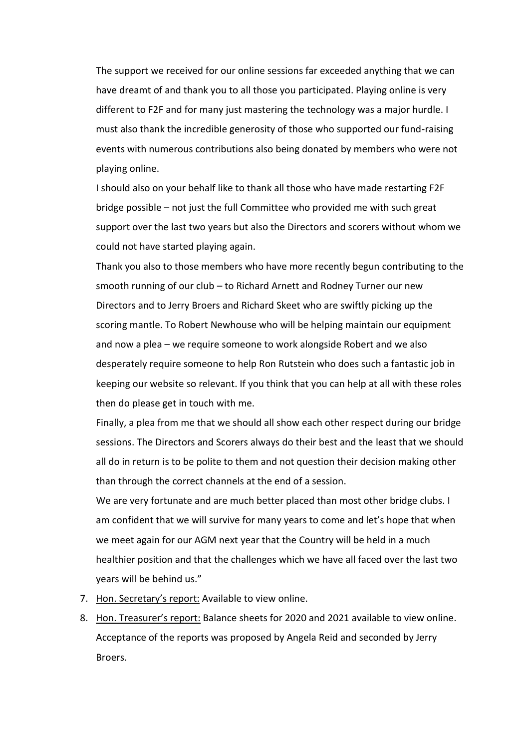The support we received for our online sessions far exceeded anything that we can have dreamt of and thank you to all those you participated. Playing online is very different to F2F and for many just mastering the technology was a major hurdle. I must also thank the incredible generosity of those who supported our fund-raising events with numerous contributions also being donated by members who were not playing online.

I should also on your behalf like to thank all those who have made restarting F2F bridge possible – not just the full Committee who provided me with such great support over the last two years but also the Directors and scorers without whom we could not have started playing again.

Thank you also to those members who have more recently begun contributing to the smooth running of our club – to Richard Arnett and Rodney Turner our new Directors and to Jerry Broers and Richard Skeet who are swiftly picking up the scoring mantle. To Robert Newhouse who will be helping maintain our equipment and now a plea – we require someone to work alongside Robert and we also desperately require someone to help Ron Rutstein who does such a fantastic job in keeping our website so relevant. If you think that you can help at all with these roles then do please get in touch with me.

Finally, a plea from me that we should all show each other respect during our bridge sessions. The Directors and Scorers always do their best and the least that we should all do in return is to be polite to them and not question their decision making other than through the correct channels at the end of a session.

We are very fortunate and are much better placed than most other bridge clubs. I am confident that we will survive for many years to come and let's hope that when we meet again for our AGM next year that the Country will be held in a much healthier position and that the challenges which we have all faced over the last two years will be behind us."

7. <u>Hon. Secretary's report:</u> Available to view online.
8. <u>Hon. Treasurer's report:</u> Balance sheets for 2020 and 2021 available to view online. Acceptance of the reports was proposed by Angela Reid and seconded by Jerry Broers.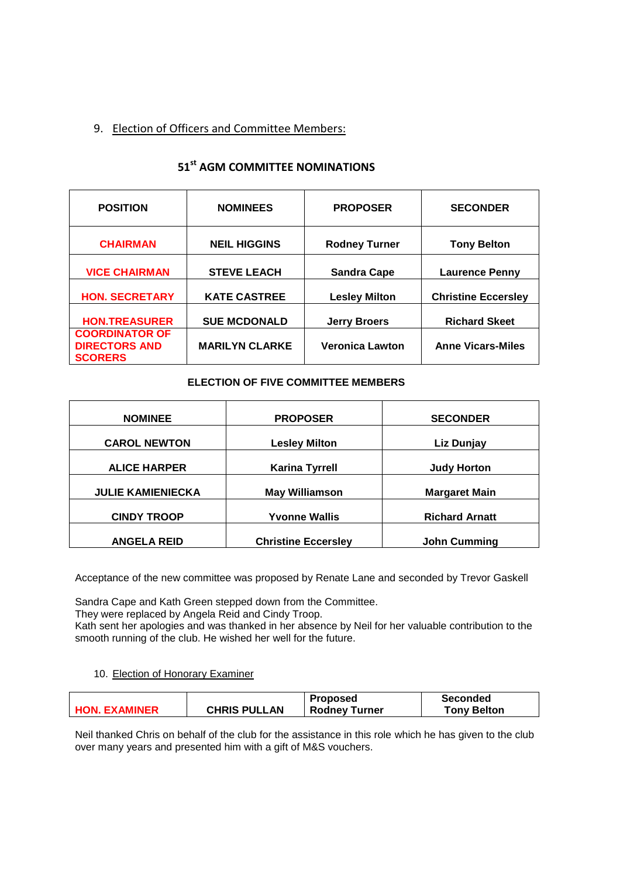9. Election of Officers and Committee Members:

### 51st AGM COMMITTEE NOMINATIONS

| POSITION | NOMINEES | PROPOSER | SECONDER |
|---|---|---|---|
| CHAIRMAN | NEIL HIGGINS | Rodney Turner | Tony Belton |
| VICE CHAIRMAN | STEVE LEACH | Sandra Cape | Laurence Penny |
| HON. SECRETARY | KATE CASTREE | Lesley Milton | Christine Eccersley |
| HON.TREASURER | SUE MCDONALD | Jerry Broers | Richard Skeet |
| COORDINATOR OF DIRECTORS AND SCORERS | MARILYN CLARKE | Veronica Lawton | Anne Vicars-Miles |

**ELECTION OF FIVE COMMITTEE MEMBERS**

| NOMINEE | PROPOSER | SECONDER |
|---|---|---|
| CAROL NEWTON | Lesley Milton | Liz Dunjay |
| ALICE HARPER | Karina Tyrrell | Judy Horton |
| JULIE KAMIENIECKA | May Williamson | Margaret Main |
| CINDY TROOP | Yvonne Wallis | Richard Arnatt |
| ANGELA REID | Christine Eccersley | John Cumming |

Acceptance of the new committee was proposed by Renate Lane and seconded by Trevor Gaskell

Sandra Cape and Kath Green stepped down from the Committee.
They were replaced by Angela Reid and Cindy Troop.
Kath sent her apologies and was thanked in her absence by Neil for her valuable contribution to the smooth running of the club. He wished her well for the future.

10. Election of Honorary Examiner

| HON. EXAMINER | CHRIS PULLAN | Proposed Rodney Turner | Seconded Tony Belton |
|---|---|---|---|

Neil thanked Chris on behalf of the club for the assistance in this role which he has given to the club over many years and presented him with a gift of M&S vouchers.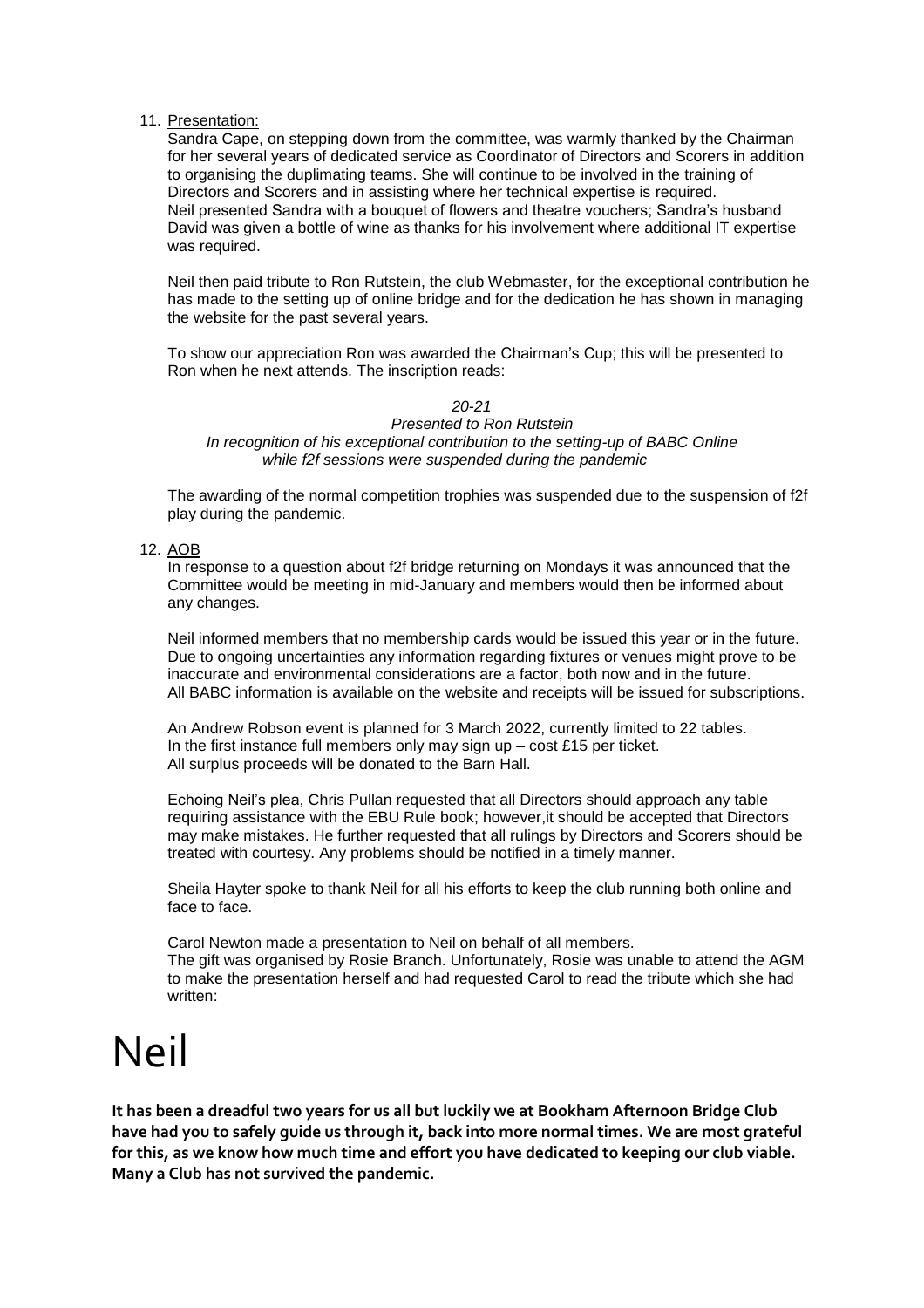11. Presentation:

    Sandra Cape, on stepping down from the committee, was warmly thanked by the Chairman for her several years of dedicated service as Coordinator of Directors and Scorers in addition to organising the duplimating teams. She will continue to be involved in the training of Directors and Scorers and in assisting where her technical expertise is required. Neil presented Sandra with a bouquet of flowers and theatre vouchers; Sandra's husband David was given a bottle of wine as thanks for his involvement where additional IT expertise was required.

    Neil then paid tribute to Ron Rutstein, the club Webmaster, for the exceptional contribution he has made to the setting up of online bridge and for the dedication he has shown in managing the website for the past several years.

    To show our appreciation Ron was awarded the Chairman's Cup; this will be presented to Ron when he next attends. The inscription reads:

    *20-21*
    *Presented to Ron Rutstein*
    *In recognition of his exceptional contribution to the setting-up of BABC Online while f2f sessions were suspended during the pandemic*

    The awarding of the normal competition trophies was suspended due to the suspension of f2f play during the pandemic.

12. AOB

    In response to a question about f2f bridge returning on Mondays it was announced that the Committee would be meeting in mid-January and members would then be informed about any changes.

    Neil informed members that no membership cards would be issued this year or in the future. Due to ongoing uncertainties any information regarding fixtures or venues might prove to be inaccurate and environmental considerations are a factor, both now and in the future. All BABC information is available on the website and receipts will be issued for subscriptions.

    An Andrew Robson event is planned for 3 March 2022, currently limited to 22 tables. In the first instance full members only may sign up – cost £15 per ticket. All surplus proceeds will be donated to the Barn Hall.

    Echoing Neil's plea, Chris Pullan requested that all Directors should approach any table requiring assistance with the EBU Rule book; however,it should be accepted that Directors may make mistakes. He further requested that all rulings by Directors and Scorers should be treated with courtesy. Any problems should be notified in a timely manner.

    Sheila Hayter spoke to thank Neil for all his efforts to keep the club running both online and face to face.

    Carol Newton made a presentation to Neil on behalf of all members. The gift was organised by Rosie Branch. Unfortunately, Rosie was unable to attend the AGM to make the presentation herself and had requested Carol to read the tribute which she had written:

# Neil

**It has been a dreadful two years for us all but luckily we at Bookham Afternoon Bridge Club have had you to safely guide us through it, back into more normal times. We are most grateful for this, as we know how much time and effort you have dedicated to keeping our club viable. Many a Club has not survived the pandemic.**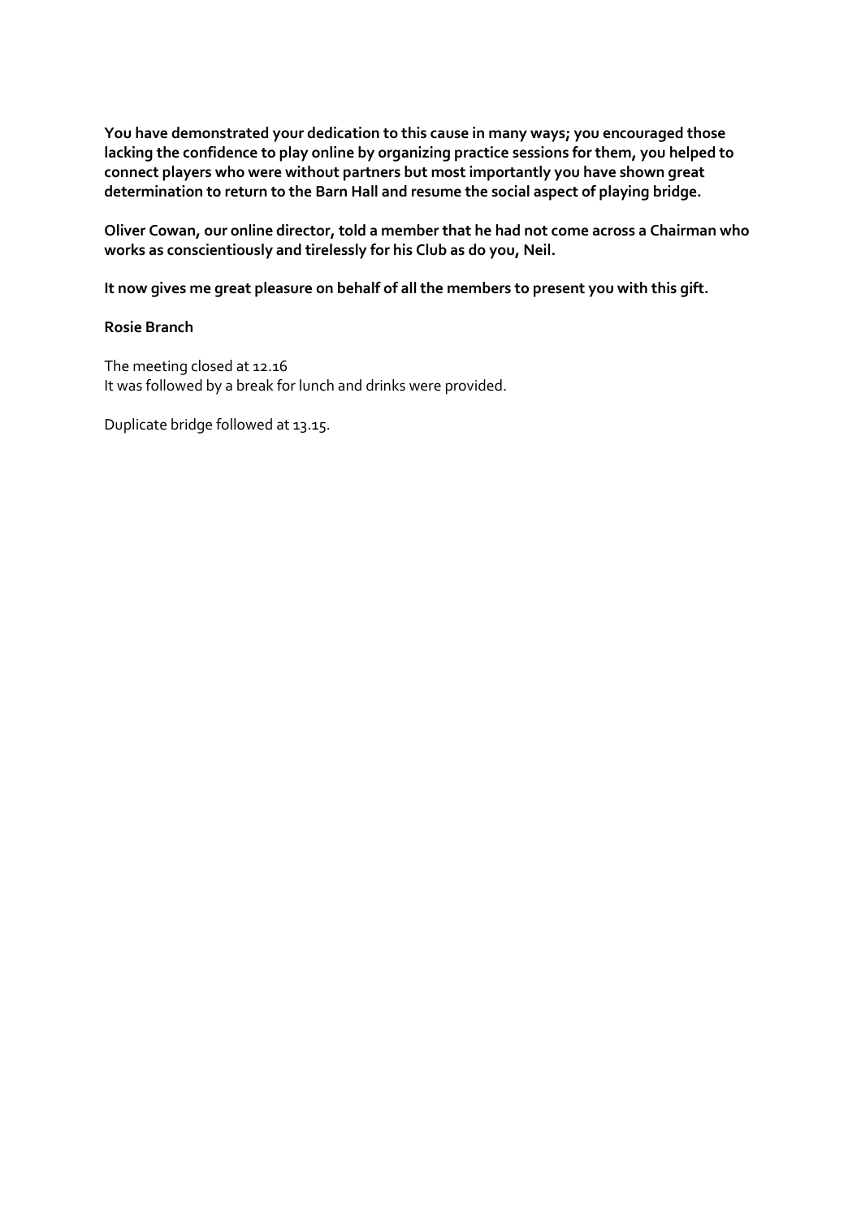**You have demonstrated your dedication to this cause in many ways; you encouraged those lacking the confidence to play online by organizing practice sessions for them, you helped to connect players who were without partners but most importantly you have shown great determination to return to the Barn Hall and resume the social aspect of playing bridge.**

**Oliver Cowan, our online director, told a member that he had not come across a Chairman who works as conscientiously and tirelessly for his Club as do you, Neil.**

**It now gives me great pleasure on behalf of all the members to present you with this gift.**

**Rosie Branch**

The meeting closed at 12.16
It was followed by a break for lunch and drinks were provided.

Duplicate bridge followed at 13.15.